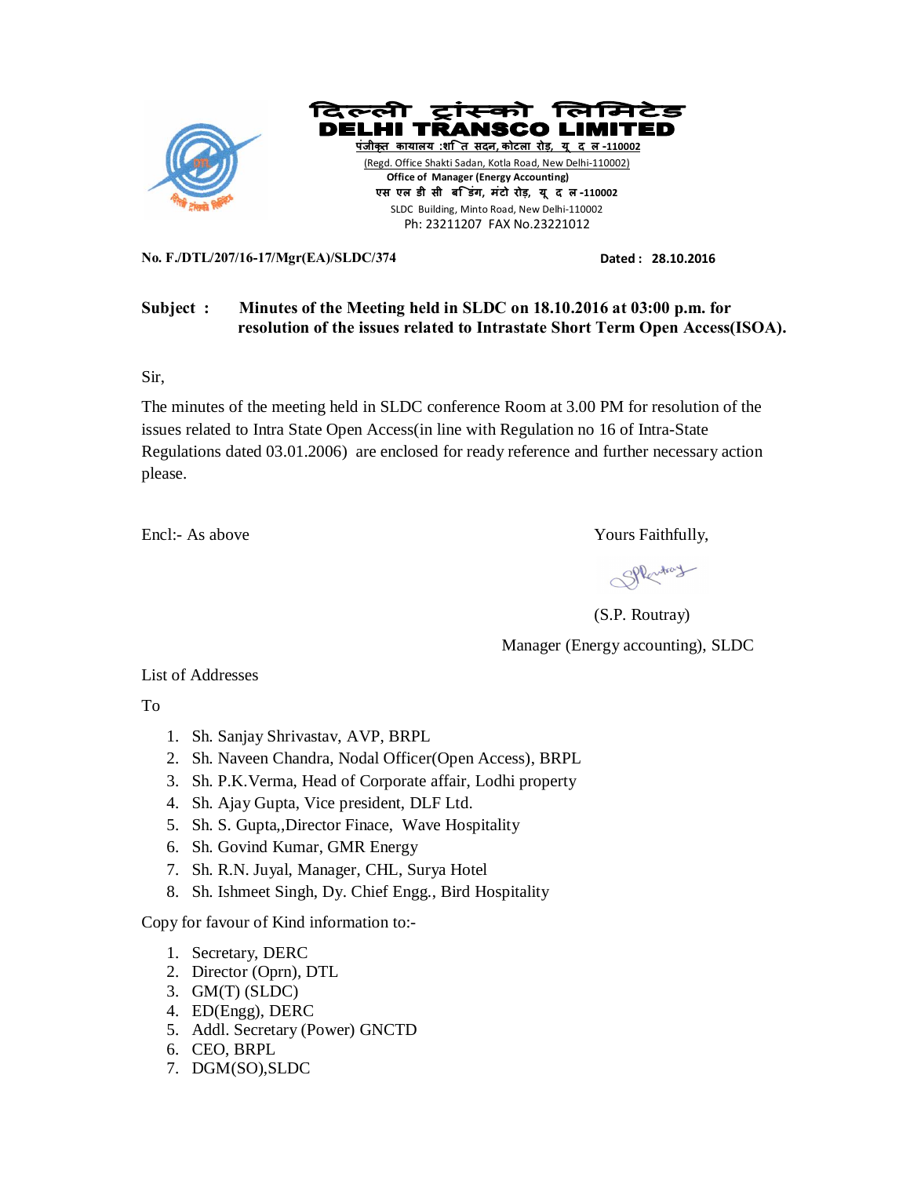# दिल्ली ट्रांस्को लिमिटेड
# DELHI TRANSCO LIMITED

पंजीकृत कार्यालय :शक्ति सदन, कोटला रोड़, नई दिल्ली -110002

(Regd. Office Shakti Sadan, Kotla Road, New Delhi-110002)

**Office of Manager (Energy Accounting)**

एस एल डी सी बिल्डिंग, मंटो रोड़, नई दिल्ली -110002

SLDC Building, Minto Road, New Delhi-110002

Ph: 23211207 FAX No.23221012

**No. F./DTL/207/16-17/Mgr(EA)/SLDC/374** **Dated : 28.10.2016**

**Subject : Minutes of the Meeting held in SLDC on 18.10.2016 at 03:00 p.m. for resolution of the issues related to Intrastate Short Term Open Access(ISOA).**

Sir,

The minutes of the meeting held in SLDC conference Room at 3.00 PM for resolution of the issues related to Intra State Open Access(in line with Regulation no 16 of Intra-State Regulations dated 03.01.2006) are enclosed for ready reference and further necessary action please.

Encl:- As above

Yours Faithfully,

(S.P. Routray)

Manager (Energy accounting), SLDC

List of Addresses

To

1. Sh. Sanjay Shrivastav, AVP, BRPL
2. Sh. Naveen Chandra, Nodal Officer(Open Access), BRPL
3. Sh. P.K.Verma, Head of Corporate affair, Lodhi property
4. Sh. Ajay Gupta, Vice president, DLF Ltd.
5. Sh. S. Gupta,,Director Finace, Wave Hospitality
6. Sh. Govind Kumar, GMR Energy
7. Sh. R.N. Juyal, Manager, CHL, Surya Hotel
8. Sh. Ishmeet Singh, Dy. Chief Engg., Bird Hospitality

Copy for favour of Kind information to:-

1. Secretary, DERC
2. Director (Oprn), DTL
3. GM(T) (SLDC)
4. ED(Engg), DERC
5. Addl. Secretary (Power) GNCTD
6. CEO, BRPL
7. DGM(SO),SLDC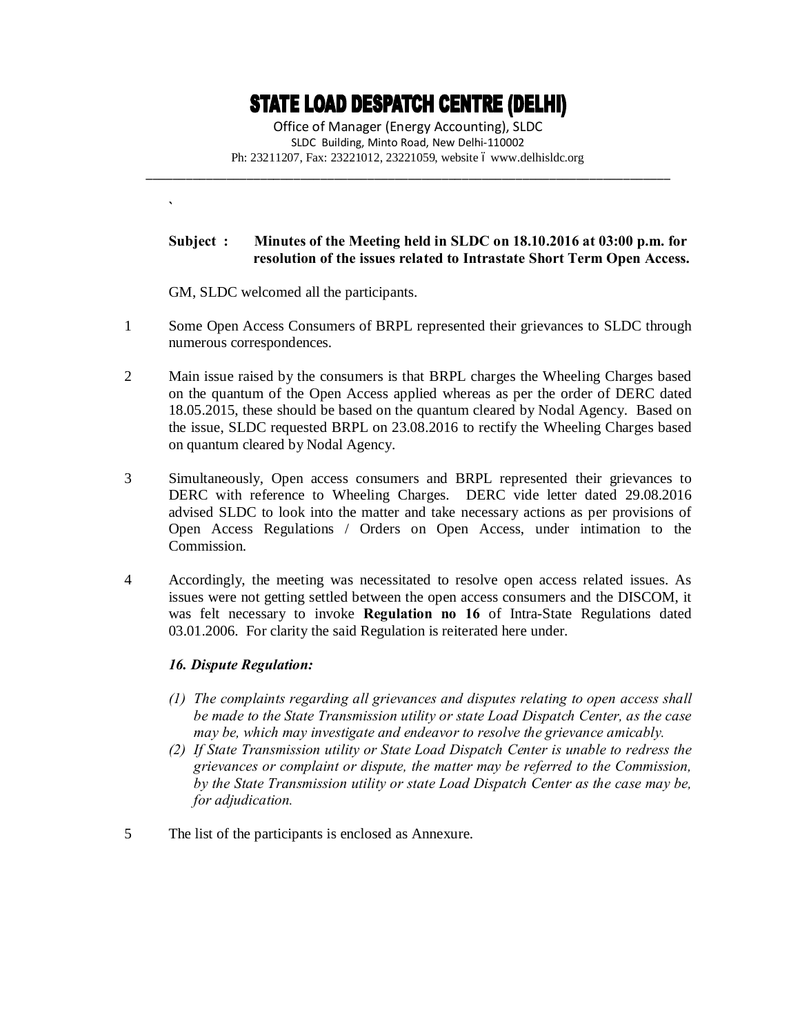# STATE LOAD DESPATCH CENTRE (DELHI)

Office of Manager (Energy Accounting), SLDC
SLDC Building, Minto Road, New Delhi-110002
Ph: 23211207, Fax: 23221012, 23221059, website – www.delhisldc.org

---

**Subject : Minutes of the Meeting held in SLDC on 18.10.2016 at 03:00 p.m. for resolution of the issues related to Intrastate Short Term Open Access.**

GM, SLDC welcomed all the participants.

1. Some Open Access Consumers of BRPL represented their grievances to SLDC through numerous correspondences.

2. Main issue raised by the consumers is that BRPL charges the Wheeling Charges based on the quantum of the Open Access applied whereas as per the order of DERC dated 18.05.2015, these should be based on the quantum cleared by Nodal Agency. Based on the issue, SLDC requested BRPL on 23.08.2016 to rectify the Wheeling Charges based on quantum cleared by Nodal Agency.

3. Simultaneously, Open access consumers and BRPL represented their grievances to DERC with reference to Wheeling Charges. DERC vide letter dated 29.08.2016 advised SLDC to look into the matter and take necessary actions as per provisions of Open Access Regulations / Orders on Open Access, under intimation to the Commission.

4. Accordingly, the meeting was necessitated to resolve open access related issues. As issues were not getting settled between the open access consumers and the DISCOM, it was felt necessary to invoke **Regulation no 16** of Intra-State Regulations dated 03.01.2006. For clarity the said Regulation is reiterated here under.

   ***16. Dispute Regulation:***

   *(1) The complaints regarding all grievances and disputes relating to open access shall be made to the State Transmission utility or state Load Dispatch Center, as the case may be, which may investigate and endeavor to resolve the grievance amicably.*

   *(2) If State Transmission utility or State Load Dispatch Center is unable to redress the grievances or complaint or dispute, the matter may be referred to the Commission, by the State Transmission utility or state Load Dispatch Center as the case may be, for adjudication.*

5. The list of the participants is enclosed as Annexure.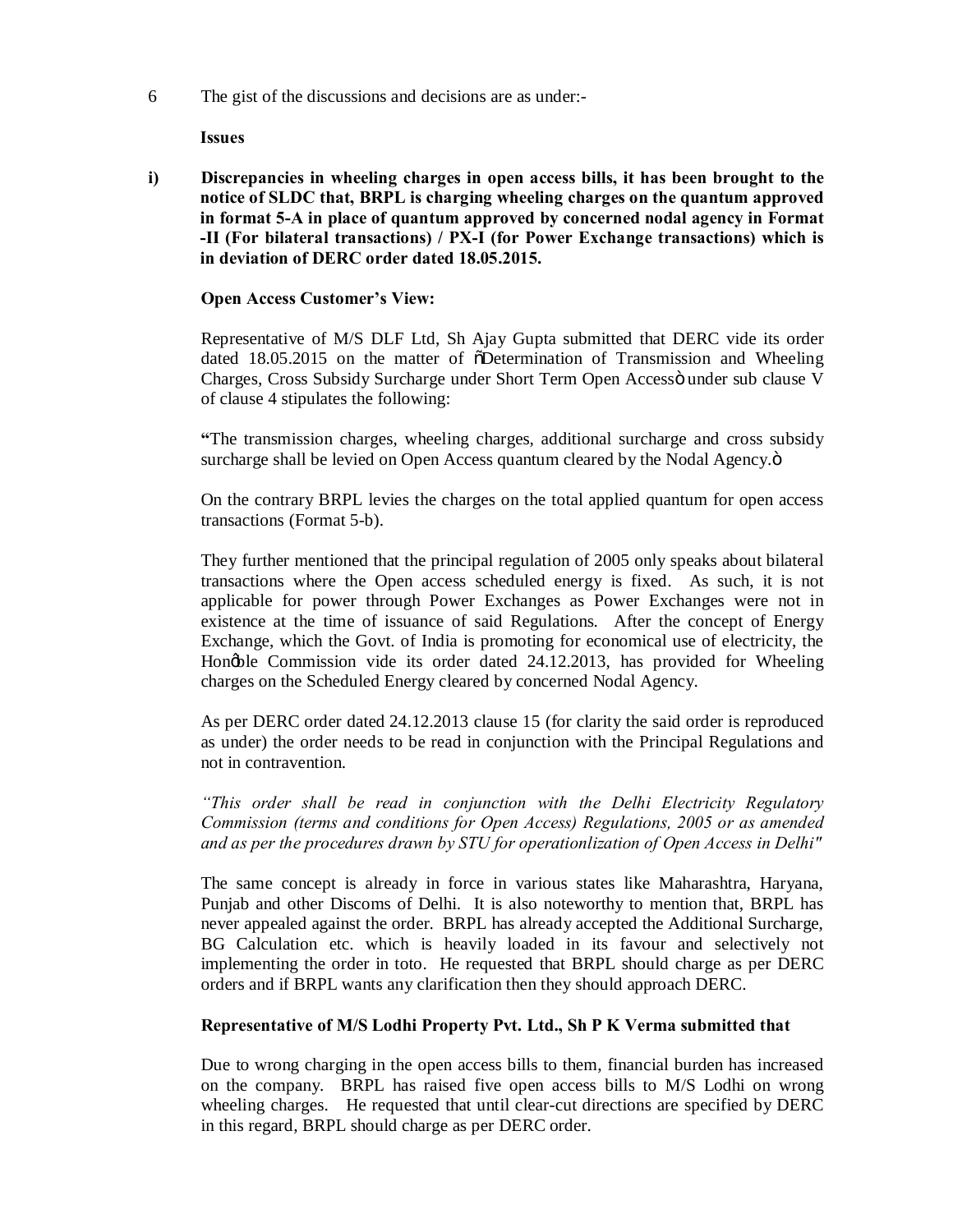6 The gist of the discussions and decisions are as under:-

**Issues**

**i) Discrepancies in wheeling charges in open access bills, it has been brought to the notice of SLDC that, BRPL is charging wheeling charges on the quantum approved in format 5-A in place of quantum approved by concerned nodal agency in Format -II (For bilateral transactions) / PX-I (for Power Exchange transactions) which is in deviation of DERC order dated 18.05.2015.**

**Open Access Customer's View:**

Representative of M/S DLF Ltd, Sh Ajay Gupta submitted that DERC vide its order dated 18.05.2015 on the matter of õDetermination of Transmission and Wheeling Charges, Cross Subsidy Surcharge under Short Term Open Accessö under sub clause V of clause 4 stipulates the following:

**"**The transmission charges, wheeling charges, additional surcharge and cross subsidy surcharge shall be levied on Open Access quantum cleared by the Nodal Agency.ö

On the contrary BRPL levies the charges on the total applied quantum for open access transactions (Format 5-b).

They further mentioned that the principal regulation of 2005 only speaks about bilateral transactions where the Open access scheduled energy is fixed. As such, it is not applicable for power through Power Exchanges as Power Exchanges were not in existence at the time of issuance of said Regulations. After the concept of Energy Exchange, which the Govt. of India is promoting for economical use of electricity, the Honøble Commission vide its order dated 24.12.2013, has provided for Wheeling charges on the Scheduled Energy cleared by concerned Nodal Agency.

As per DERC order dated 24.12.2013 clause 15 (for clarity the said order is reproduced as under) the order needs to be read in conjunction with the Principal Regulations and not in contravention.

*"This order shall be read in conjunction with the Delhi Electricity Regulatory Commission (terms and conditions for Open Access) Regulations, 2005 or as amended and as per the procedures drawn by STU for operationlization of Open Access in Delhi"*

The same concept is already in force in various states like Maharashtra, Haryana, Punjab and other Discoms of Delhi. It is also noteworthy to mention that, BRPL has never appealed against the order. BRPL has already accepted the Additional Surcharge, BG Calculation etc. which is heavily loaded in its favour and selectively not implementing the order in toto. He requested that BRPL should charge as per DERC orders and if BRPL wants any clarification then they should approach DERC.

**Representative of M/S Lodhi Property Pvt. Ltd., Sh P K Verma submitted that**

Due to wrong charging in the open access bills to them, financial burden has increased on the company. BRPL has raised five open access bills to M/S Lodhi on wrong wheeling charges. He requested that until clear-cut directions are specified by DERC in this regard, BRPL should charge as per DERC order.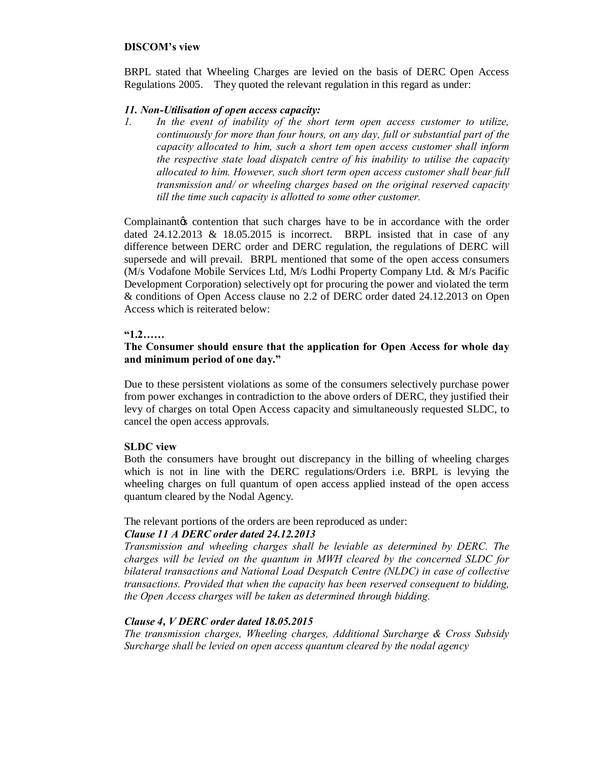**DISCOM's view**

BRPL stated that Wheeling Charges are levied on the basis of DERC Open Access Regulations 2005. They quoted the relevant regulation in this regard as under:

***11. Non-Utilisation of open access capacity:***

1. *In the event of inability of the short term open access customer to utilize, continuously for more than four hours, on any day, full or substantial part of the capacity allocated to him, such a short tem open access customer shall inform the respective state load dispatch centre of his inability to utilise the capacity allocated to him. However, such short term open access customer shall bear full transmission and/ or wheeling charges based on the original reserved capacity till the time such capacity is allotted to some other customer.*

Complainantøs contention that such charges have to be in accordance with the order dated 24.12.2013 & 18.05.2015 is incorrect. BRPL insisted that in case of any difference between DERC order and DERC regulation, the regulations of DERC will supersede and will prevail. BRPL mentioned that some of the open access consumers (M/s Vodafone Mobile Services Ltd, M/s Lodhi Property Company Ltd. & M/s Pacific Development Corporation) selectively opt for procuring the power and violated the term & conditions of Open Access clause no 2.2 of DERC order dated 24.12.2013 on Open Access which is reiterated below:

**"1.2……**

**The Consumer should ensure that the application for Open Access for whole day and minimum period of one day."**

Due to these persistent violations as some of the consumers selectively purchase power from power exchanges in contradiction to the above orders of DERC, they justified their levy of charges on total Open Access capacity and simultaneously requested SLDC, to cancel the open access approvals.

**SLDC view**

Both the consumers have brought out discrepancy in the billing of wheeling charges which is not in line with the DERC regulations/Orders i.e. BRPL is levying the wheeling charges on full quantum of open access applied instead of the open access quantum cleared by the Nodal Agency.

The relevant portions of the orders are been reproduced as under:

***Clause 11 A DERC order dated 24.12.2013***

*Transmission and wheeling charges shall be leviable as determined by DERC. The charges will be levied on the quantum in MWH cleared by the concerned SLDC for bilateral transactions and National Load Despatch Centre (NLDC) in case of collective transactions. Provided that when the capacity has been reserved consequent to bidding, the Open Access charges will be taken as determined through bidding.*

***Clause 4, V DERC order dated 18.05.2015***

*The transmission charges, Wheeling charges, Additional Surcharge & Cross Subsidy Surcharge shall be levied on open access quantum cleared by the nodal agency*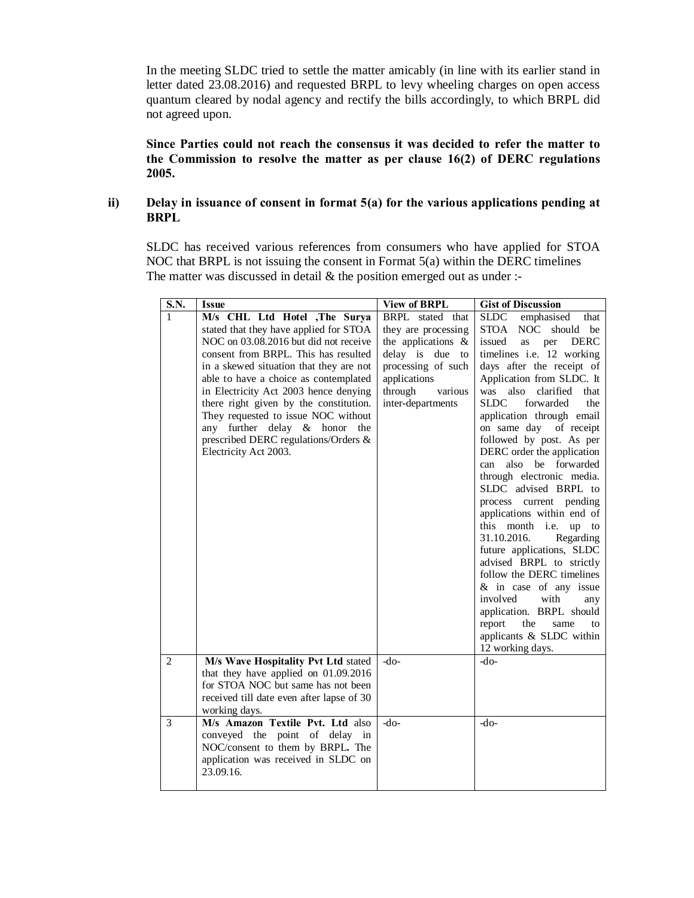In the meeting SLDC tried to settle the matter amicably (in line with its earlier stand in letter dated 23.08.2016) and requested BRPL to levy wheeling charges on open access quantum cleared by nodal agency and rectify the bills accordingly, to which BRPL did not agreed upon.

**Since Parties could not reach the consensus it was decided to refer the matter to the Commission to resolve the matter as per clause 16(2) of DERC regulations 2005.**

**ii) Delay in issuance of consent in format 5(a) for the various applications pending at BRPL**

SLDC has received various references from consumers who have applied for STOA NOC that BRPL is not issuing the consent in Format 5(a) within the DERC timelines The matter was discussed in detail & the position emerged out as under :-

| S.N. | Issue | View of BRPL | Gist of Discussion |
|---|---|---|---|
| 1 | **M/s CHL Ltd Hotel ,The Surya** stated that they have applied for STOA NOC on 03.08.2016 but did not receive consent from BRPL. This has resulted in a skewed situation that they are not able to have a choice as contemplated in Electricity Act 2003 hence denying there right given by the constitution. They requested to issue NOC without any further delay & honor the prescribed DERC regulations/Orders & Electricity Act 2003. | BRPL stated that they are processing the applications & delay is due to processing of such applications through various inter-departments | SLDC emphasised that STOA NOC should be issued as per DERC timelines i.e. 12 working days after the receipt of Application from SLDC. It was also clarified that SLDC forwarded the application through email on same day of receipt followed by post. As per DERC order the application can also be forwarded through electronic media. SLDC advised BRPL to process current pending applications within end of this month i.e. up to 31.10.2016. Regarding future applications, SLDC advised BRPL to strictly follow the DERC timelines & in case of any issue involved with any application. BRPL should report the same to applicants & SLDC within 12 working days. |
| 2 | **M/s Wave Hospitality Pvt Ltd** stated that they have applied on 01.09.2016 for STOA NOC but same has not been received till date even after lapse of 30 working days. | -do- | -do- |
| 3 | **M/s Amazon Textile Pvt. Ltd** also conveyed the point of delay in NOC/consent to them by BRPL**.** The application was received in SLDC on 23.09.16. | -do- | -do- |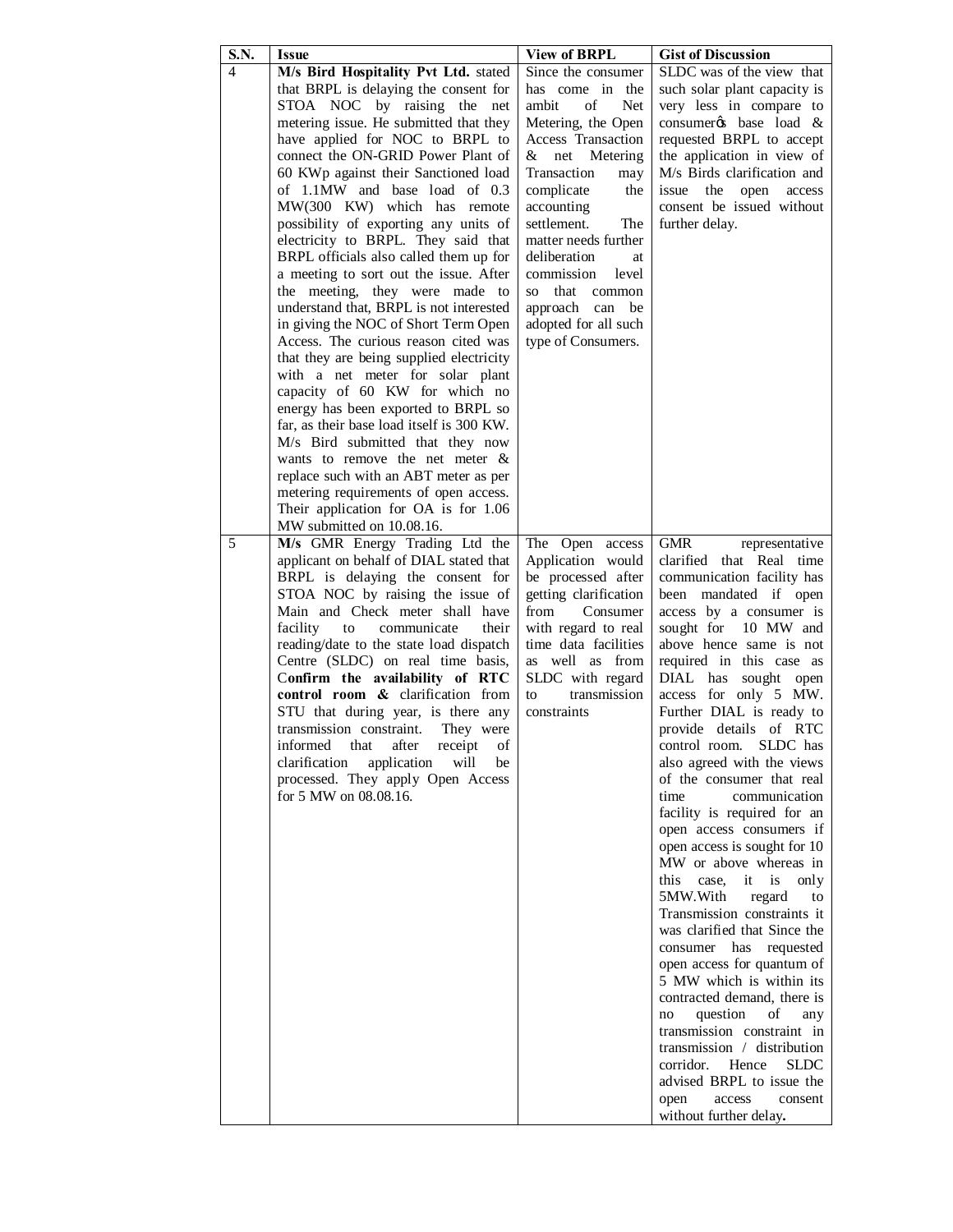| S.N. | Issue | View of BRPL | Gist of Discussion |
|---|---|---|---|
| 4 | **M/s Bird Hospitality Pvt Ltd.** stated that BRPL is delaying the consent for STOA NOC by raising the net metering issue. He submitted that they have applied for NOC to BRPL to connect the ON-GRID Power Plant of 60 KWp against their Sanctioned load of 1.1MW and base load of 0.3 MW(300 KW) which has remote possibility of exporting any units of electricity to BRPL. They said that BRPL officials also called them up for a meeting to sort out the issue. After the meeting, they were made to understand that, BRPL is not interested in giving the NOC of Short Term Open Access. The curious reason cited was that they are being supplied electricity with a net meter for solar plant capacity of 60 KW for which no energy has been exported to BRPL so far, as their base load itself is 300 KW. M/s Bird submitted that they now wants to remove the net meter & replace such with an ABT meter as per metering requirements of open access. Their application for OA is for 1.06 MW submitted on 10.08.16. | Since the consumer has come in the ambit of Net Metering, the Open Access Transaction & net Metering Transaction may complicate the accounting settlement. The matter needs further deliberation at commission level so that common approach can be adopted for all such type of Consumers. | SLDC was of the view that such solar plant capacity is very less in compare to consumerꞌs base load & requested BRPL to accept the application in view of M/s Birds clarification and issue the open access consent be issued without further delay. |
| 5 | **M/s** GMR Energy Trading Ltd the applicant on behalf of DIAL stated that BRPL is delaying the consent for STOA NOC by raising the issue of Main and Check meter shall have facility to communicate their reading/date to the state load dispatch Centre (SLDC) on real time basis, C**onfirm the availability of RTC control room &** clarification from STU that during year, is there any transmission constraint. They were informed that after receipt of clarification application will be processed. They apply Open Access for 5 MW on 08.08.16. | The Open access Application would be processed after getting clarification from Consumer with regard to real time data facilities as well as from SLDC with regard to transmission constraints | GMR representative clarified that Real time communication facility has been mandated if open access by a consumer is sought for 10 MW and above hence same is not required in this case as DIAL has sought open access for only 5 MW. Further DIAL is ready to provide details of RTC control room. SLDC has also agreed with the views of the consumer that real time communication facility is required for an open access consumers if open access is sought for 10 MW or above whereas in this case, it is only 5MW.With regard to Transmission constraints it was clarified that Since the consumer has requested open access for quantum of 5 MW which is within its contracted demand, there is no question of any transmission constraint in transmission / distribution corridor. Hence SLDC advised BRPL to issue the open access consent without further delay**.** |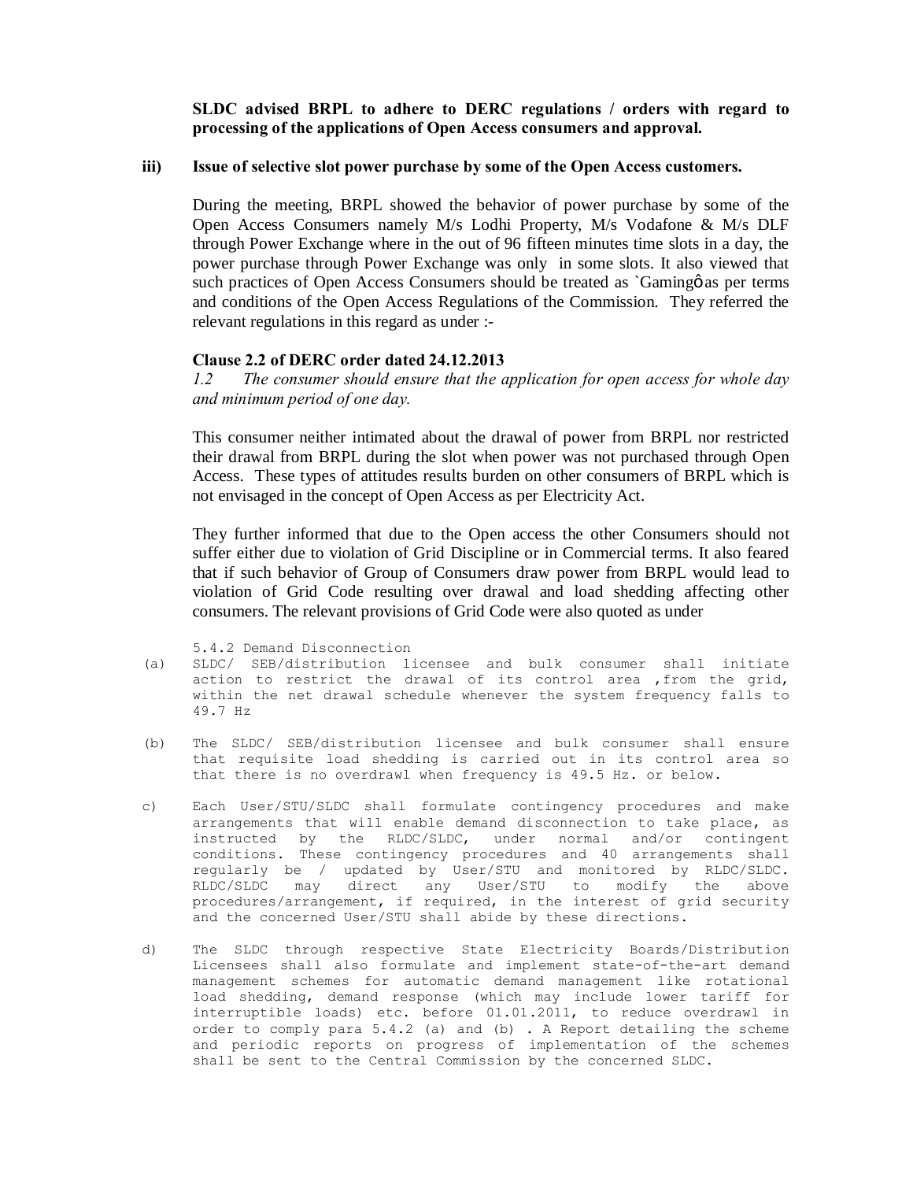**SLDC advised BRPL to adhere to DERC regulations / orders with regard to processing of the applications of Open Access consumers and approval.**

**iii) Issue of selective slot power purchase by some of the Open Access customers.**

During the meeting, BRPL showed the behavior of power purchase by some of the Open Access Consumers namely M/s Lodhi Property, M/s Vodafone & M/s DLF through Power Exchange where in the out of 96 fifteen minutes time slots in a day, the power purchase through Power Exchange was only in some slots. It also viewed that such practices of Open Access Consumers should be treated as `Gamingô as per terms and conditions of the Open Access Regulations of the Commission. They referred the relevant regulations in this regard as under :-

**Clause 2.2 of DERC order dated 24.12.2013**

*1.2 The consumer should ensure that the application for open access for whole day and minimum period of one day.*

This consumer neither intimated about the drawal of power from BRPL nor restricted their drawal from BRPL during the slot when power was not purchased through Open Access. These types of attitudes results burden on other consumers of BRPL which is not envisaged in the concept of Open Access as per Electricity Act.

They further informed that due to the Open access the other Consumers should not suffer either due to violation of Grid Discipline or in Commercial terms. It also feared that if such behavior of Group of Consumers draw power from BRPL would lead to violation of Grid Code resulting over drawal and load shedding affecting other consumers. The relevant provisions of Grid Code were also quoted as under

5.4.2 Demand Disconnection

(a) SLDC/ SEB/distribution licensee and bulk consumer shall initiate action to restrict the drawal of its control area ,from the grid, within the net drawal schedule whenever the system frequency falls to 49.7 Hz

(b) The SLDC/ SEB/distribution licensee and bulk consumer shall ensure that requisite load shedding is carried out in its control area so that there is no overdrawl when frequency is 49.5 Hz. or below.

c) Each User/STU/SLDC shall formulate contingency procedures and make arrangements that will enable demand disconnection to take place, as instructed by the RLDC/SLDC, under normal and/or contingent conditions. These contingency procedures and 40 arrangements shall regularly be / updated by User/STU and monitored by RLDC/SLDC. RLDC/SLDC may direct any User/STU to modify the above procedures/arrangement, if required, in the interest of grid security and the concerned User/STU shall abide by these directions.

d) The SLDC through respective State Electricity Boards/Distribution Licensees shall also formulate and implement state-of-the-art demand management schemes for automatic demand management like rotational load shedding, demand response (which may include lower tariff for interruptible loads) etc. before 01.01.2011, to reduce overdrawl in order to comply para 5.4.2 (a) and (b) . A Report detailing the scheme and periodic reports on progress of implementation of the schemes shall be sent to the Central Commission by the concerned SLDC.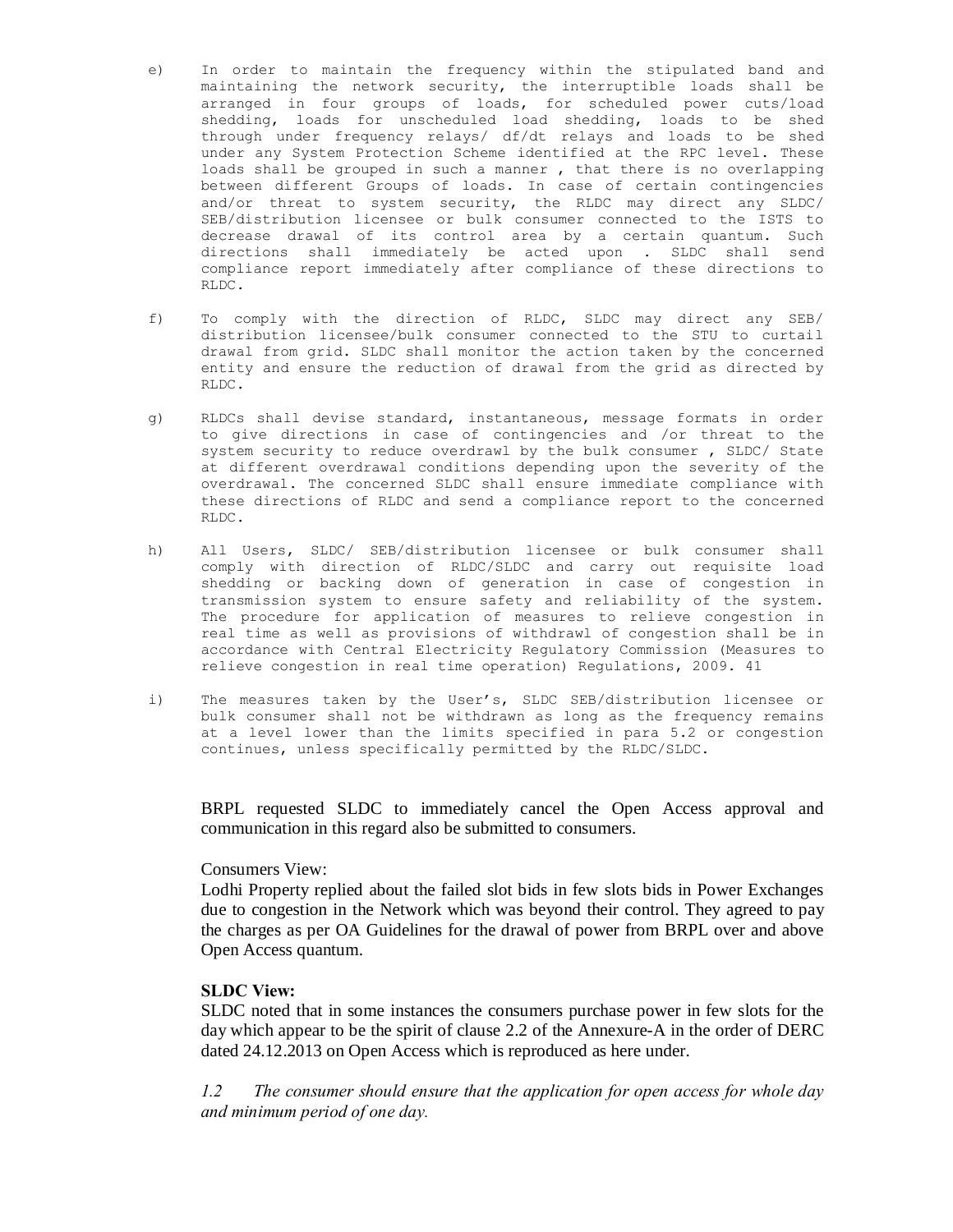e) In order to maintain the frequency within the stipulated band and maintaining the network security, the interruptible loads shall be arranged in four groups of loads, for scheduled power cuts/load shedding, loads for unscheduled load shedding, loads to be shed through under frequency relays/ df/dt relays and loads to be shed under any System Protection Scheme identified at the RPC level. These loads shall be grouped in such a manner , that there is no overlapping between different Groups of loads. In case of certain contingencies and/or threat to system security, the RLDC may direct any SLDC/ SEB/distribution licensee or bulk consumer connected to the ISTS to decrease drawal of its control area by a certain quantum. Such directions shall immediately be acted upon . SLDC shall send compliance report immediately after compliance of these directions to RLDC.

f) To comply with the direction of RLDC, SLDC may direct any SEB/ distribution licensee/bulk consumer connected to the STU to curtail drawal from grid. SLDC shall monitor the action taken by the concerned entity and ensure the reduction of drawal from the grid as directed by RLDC.

g) RLDCs shall devise standard, instantaneous, message formats in order to give directions in case of contingencies and /or threat to the system security to reduce overdrawl by the bulk consumer , SLDC/ State at different overdrawal conditions depending upon the severity of the overdrawal. The concerned SLDC shall ensure immediate compliance with these directions of RLDC and send a compliance report to the concerned RLDC.

h) All Users, SLDC/ SEB/distribution licensee or bulk consumer shall comply with direction of RLDC/SLDC and carry out requisite load shedding or backing down of generation in case of congestion in transmission system to ensure safety and reliability of the system. The procedure for application of measures to relieve congestion in real time as well as provisions of withdrawl of congestion shall be in accordance with Central Electricity Regulatory Commission (Measures to relieve congestion in real time operation) Regulations, 2009. 41

i) The measures taken by the User's, SLDC SEB/distribution licensee or bulk consumer shall not be withdrawn as long as the frequency remains at a level lower than the limits specified in para 5.2 or congestion continues, unless specifically permitted by the RLDC/SLDC.

BRPL requested SLDC to immediately cancel the Open Access approval and communication in this regard also be submitted to consumers.

Consumers View:
Lodhi Property replied about the failed slot bids in few slots bids in Power Exchanges due to congestion in the Network which was beyond their control. They agreed to pay the charges as per OA Guidelines for the drawal of power from BRPL over and above Open Access quantum.

**SLDC View:**
SLDC noted that in some instances the consumers purchase power in few slots for the day which appear to be the spirit of clause 2.2 of the Annexure-A in the order of DERC dated 24.12.2013 on Open Access which is reproduced as here under.

*1.2 The consumer should ensure that the application for open access for whole day and minimum period of one day.*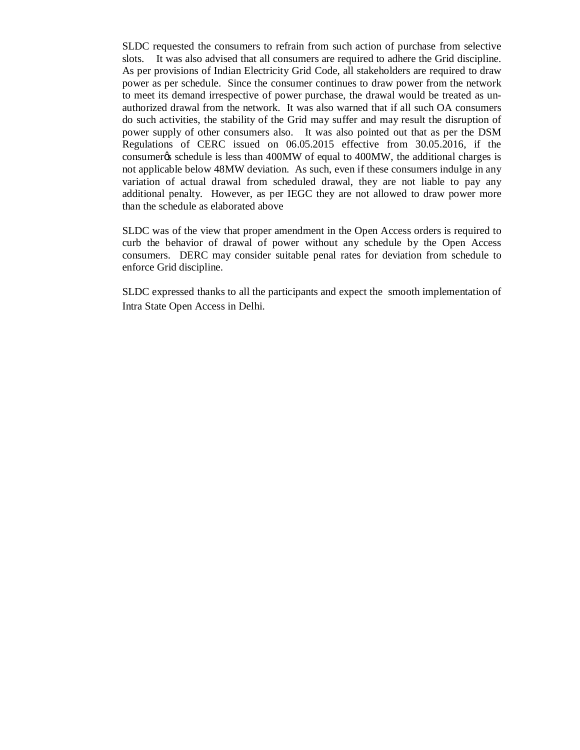SLDC requested the consumers to refrain from such action of purchase from selective slots. It was also advised that all consumers are required to adhere the Grid discipline. As per provisions of Indian Electricity Grid Code, all stakeholders are required to draw power as per schedule. Since the consumer continues to draw power from the network to meet its demand irrespective of power purchase, the drawal would be treated as un-authorized drawal from the network. It was also warned that if all such OA consumers do such activities, the stability of the Grid may suffer and may result the disruption of power supply of other consumers also. It was also pointed out that as per the DSM Regulations of CERC issued on 06.05.2015 effective from 30.05.2016, if the consumer's schedule is less than 400MW of equal to 400MW, the additional charges is not applicable below 48MW deviation. As such, even if these consumers indulge in any variation of actual drawal from scheduled drawal, they are not liable to pay any additional penalty. However, as per IEGC they are not allowed to draw power more than the schedule as elaborated above

SLDC was of the view that proper amendment in the Open Access orders is required to curb the behavior of drawal of power without any schedule by the Open Access consumers. DERC may consider suitable penal rates for deviation from schedule to enforce Grid discipline.

SLDC expressed thanks to all the participants and expect the smooth implementation of Intra State Open Access in Delhi.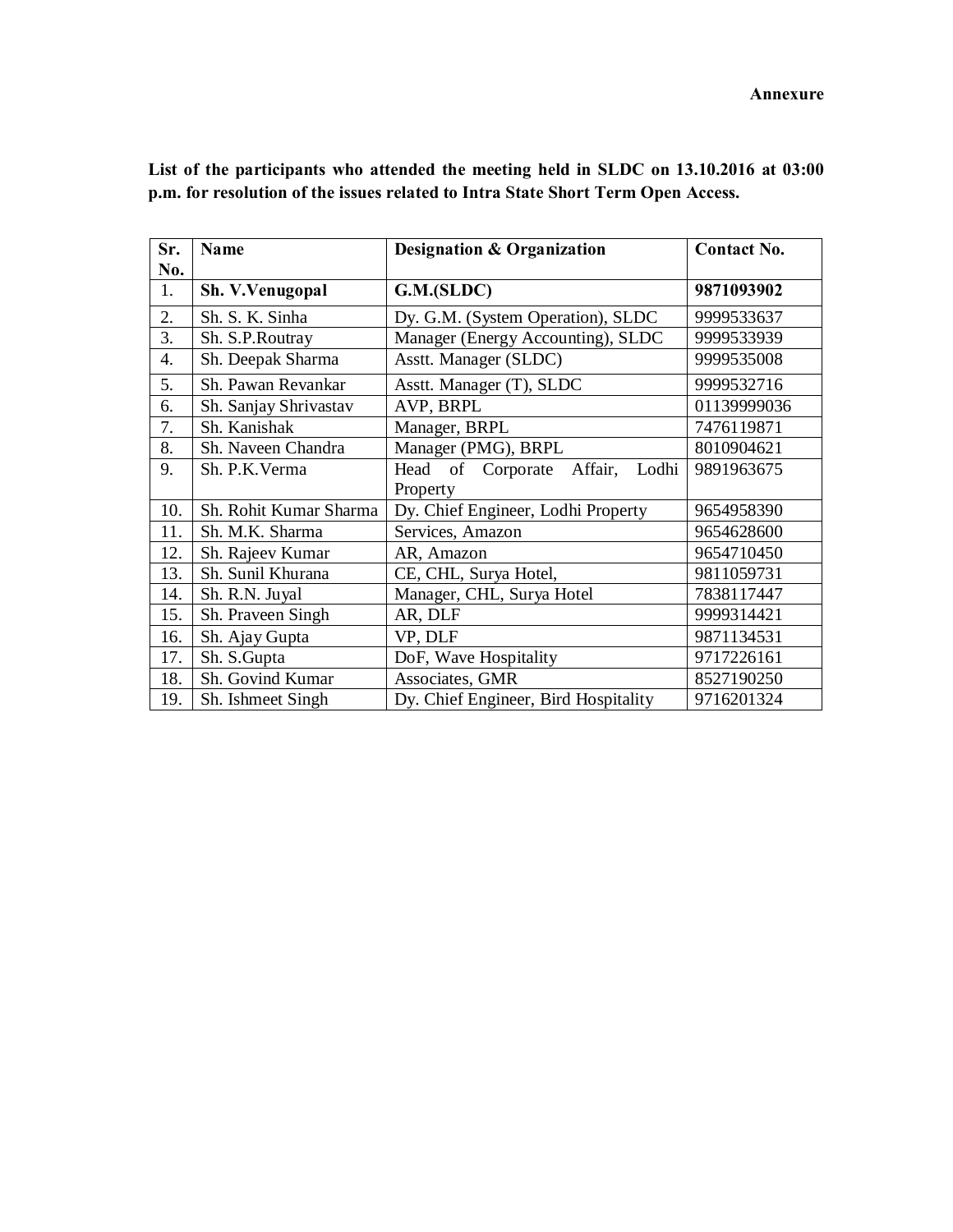**Annexure**

**List of the participants who attended the meeting held in SLDC on 13.10.2016 at 03:00 p.m. for resolution of the issues related to Intra State Short Term Open Access.**

| Sr. No. | Name | Designation & Organization | Contact No. |
|---|---|---|---|
| 1. | **Sh. V.Venugopal** | **G.M.(SLDC)** | **9871093902** |
| 2. | Sh. S. K. Sinha | Dy. G.M. (System Operation), SLDC | 9999533637 |
| 3. | Sh. S.P.Routray | Manager (Energy Accounting), SLDC | 9999533939 |
| 4. | Sh. Deepak Sharma | Asstt. Manager (SLDC) | 9999535008 |
| 5. | Sh. Pawan Revankar | Asstt. Manager (T), SLDC | 9999532716 |
| 6. | Sh. Sanjay Shrivastav | AVP, BRPL | 01139999036 |
| 7. | Sh. Kanishak | Manager, BRPL | 7476119871 |
| 8. | Sh. Naveen Chandra | Manager (PMG), BRPL | 8010904621 |
| 9. | Sh. P.K.Verma | Head of Corporate Affair, Lodhi Property | 9891963675 |
| 10. | Sh. Rohit Kumar Sharma | Dy. Chief Engineer, Lodhi Property | 9654958390 |
| 11. | Sh. M.K. Sharma | Services, Amazon | 9654628600 |
| 12. | Sh. Rajeev Kumar | AR, Amazon | 9654710450 |
| 13. | Sh. Sunil Khurana | CE, CHL, Surya Hotel, | 9811059731 |
| 14. | Sh. R.N. Juyal | Manager, CHL, Surya Hotel | 7838117447 |
| 15. | Sh. Praveen Singh | AR, DLF | 9999314421 |
| 16. | Sh. Ajay Gupta | VP, DLF | 9871134531 |
| 17. | Sh. S.Gupta | DoF, Wave Hospitality | 9717226161 |
| 18. | Sh. Govind Kumar | Associates, GMR | 8527190250 |
| 19. | Sh. Ishmeet Singh | Dy. Chief Engineer, Bird Hospitality | 9716201324 |